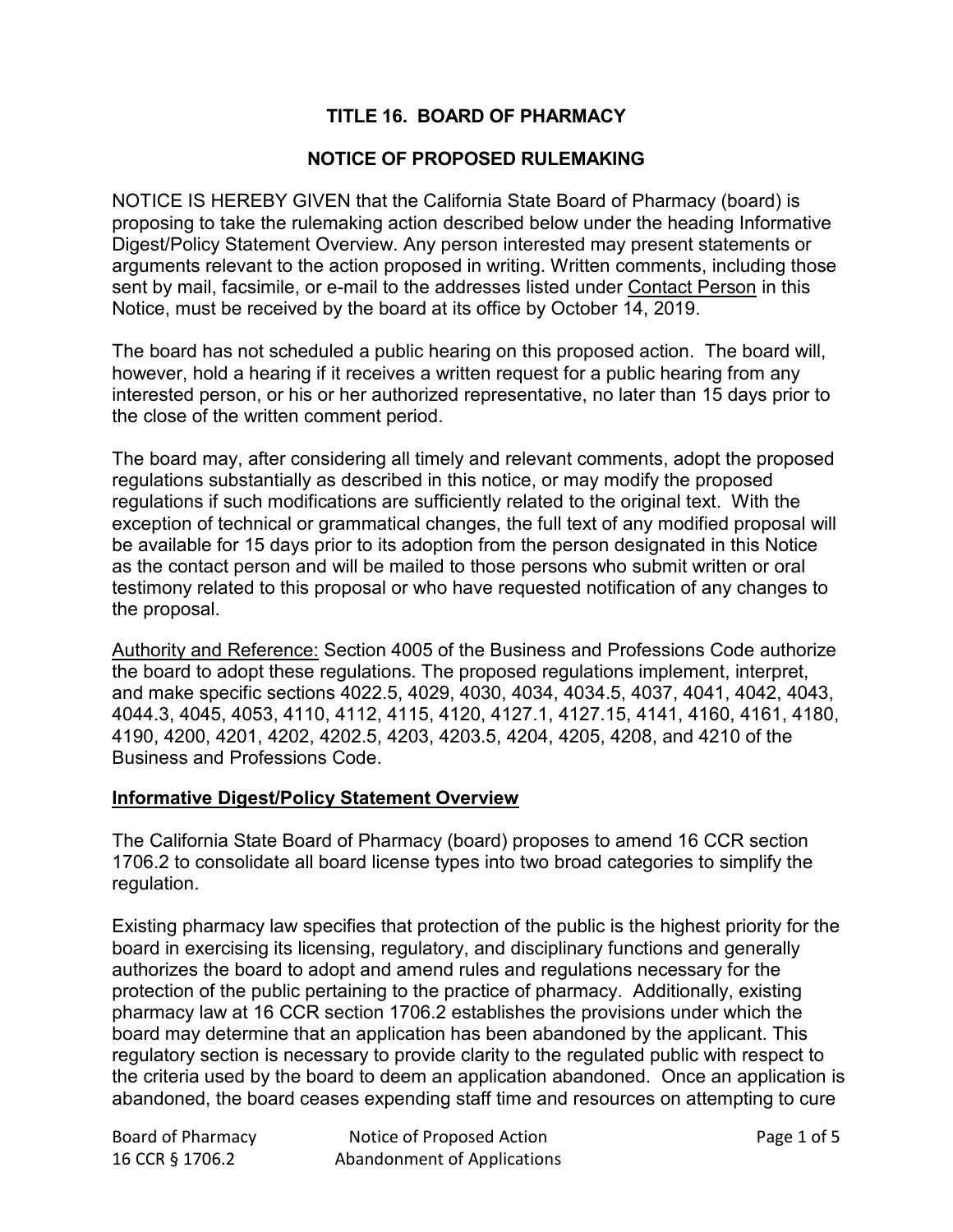# TITLE 16. BOARD OF PHARMACY

## NOTICE OF PROPOSED RULEMAKING

NOTICE IS HEREBY GIVEN that the California State Board of Pharmacy (board) is proposing to take the rulemaking action described below under the heading Informative Digest/Policy Statement Overview. Any person interested may present statements or arguments relevant to the action proposed in writing. Written comments, including those sent by mail, facsimile, or e-mail to the addresses listed under Contact Person in this Notice, must be received by the board at its office by October 14, 2019.

The board has not scheduled a public hearing on this proposed action. The board will, however, hold a hearing if it receives a written request for a public hearing from any interested person, or his or her authorized representative, no later than 15 days prior to the close of the written comment period.

The board may, after considering all timely and relevant comments, adopt the proposed regulations substantially as described in this notice, or may modify the proposed regulations if such modifications are sufficiently related to the original text. With the exception of technical or grammatical changes, the full text of any modified proposal will be available for 15 days prior to its adoption from the person designated in this Notice as the contact person and will be mailed to those persons who submit written or oral testimony related to this proposal or who have requested notification of any changes to the proposal.

Authority and Reference: Section 4005 of the Business and Professions Code authorize the board to adopt these regulations. The proposed regulations implement, interpret, and make specific sections 4022.5, 4029, 4030, 4034, 4034.5, 4037, 4041, 4042, 4043, 4044.3, 4045, 4053, 4110, 4112, 4115, 4120, 4127.1, 4127.15, 4141, 4160, 4161, 4180, 4190, 4200, 4201, 4202, 4202.5, 4203, 4203.5, 4204, 4205, 4208, and 4210 of the Business and Professions Code.

**Informative Digest/Policy Statement Overview**

The California State Board of Pharmacy (board) proposes to amend 16 CCR section 1706.2 to consolidate all board license types into two broad categories to simplify the regulation.

Existing pharmacy law specifies that protection of the public is the highest priority for the board in exercising its licensing, regulatory, and disciplinary functions and generally authorizes the board to adopt and amend rules and regulations necessary for the protection of the public pertaining to the practice of pharmacy. Additionally, existing pharmacy law at 16 CCR section 1706.2 establishes the provisions under which the board may determine that an application has been abandoned by the applicant. This regulatory section is necessary to provide clarity to the regulated public with respect to the criteria used by the board to deem an application abandoned. Once an application is abandoned, the board ceases expending staff time and resources on attempting to cure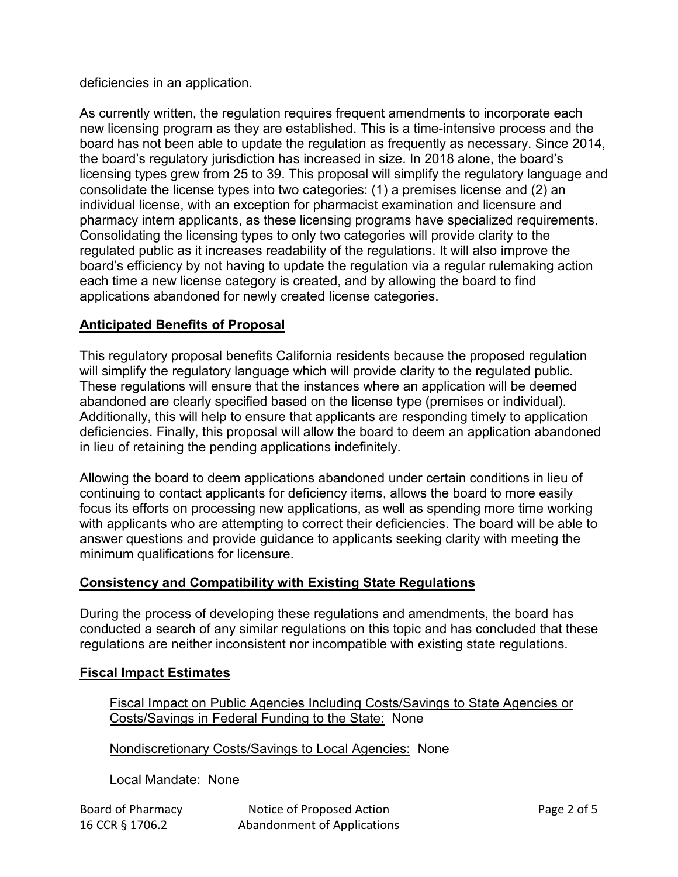deficiencies in an application.

As currently written, the regulation requires frequent amendments to incorporate each new licensing program as they are established. This is a time-intensive process and the board has not been able to update the regulation as frequently as necessary. Since 2014, the board's regulatory jurisdiction has increased in size. In 2018 alone, the board's licensing types grew from 25 to 39. This proposal will simplify the regulatory language and consolidate the license types into two categories: (1) a premises license and (2) an individual license, with an exception for pharmacist examination and licensure and pharmacy intern applicants, as these licensing programs have specialized requirements. Consolidating the licensing types to only two categories will provide clarity to the regulated public as it increases readability of the regulations. It will also improve the board's efficiency by not having to update the regulation via a regular rulemaking action each time a new license category is created, and by allowing the board to find applications abandoned for newly created license categories.

## Anticipated Benefits of Proposal

This regulatory proposal benefits California residents because the proposed regulation will simplify the regulatory language which will provide clarity to the regulated public. These regulations will ensure that the instances where an application will be deemed abandoned are clearly specified based on the license type (premises or individual). Additionally, this will help to ensure that applicants are responding timely to application deficiencies. Finally, this proposal will allow the board to deem an application abandoned in lieu of retaining the pending applications indefinitely.

Allowing the board to deem applications abandoned under certain conditions in lieu of continuing to contact applicants for deficiency items, allows the board to more easily focus its efforts on processing new applications, as well as spending more time working with applicants who are attempting to correct their deficiencies. The board will be able to answer questions and provide guidance to applicants seeking clarity with meeting the minimum qualifications for licensure.

## Consistency and Compatibility with Existing State Regulations

During the process of developing these regulations and amendments, the board has conducted a search of any similar regulations on this topic and has concluded that these regulations are neither inconsistent nor incompatible with existing state regulations.

## Fiscal Impact Estimates

Fiscal Impact on Public Agencies Including Costs/Savings to State Agencies or Costs/Savings in Federal Funding to the State: None

Nondiscretionary Costs/Savings to Local Agencies: None

Local Mandate: None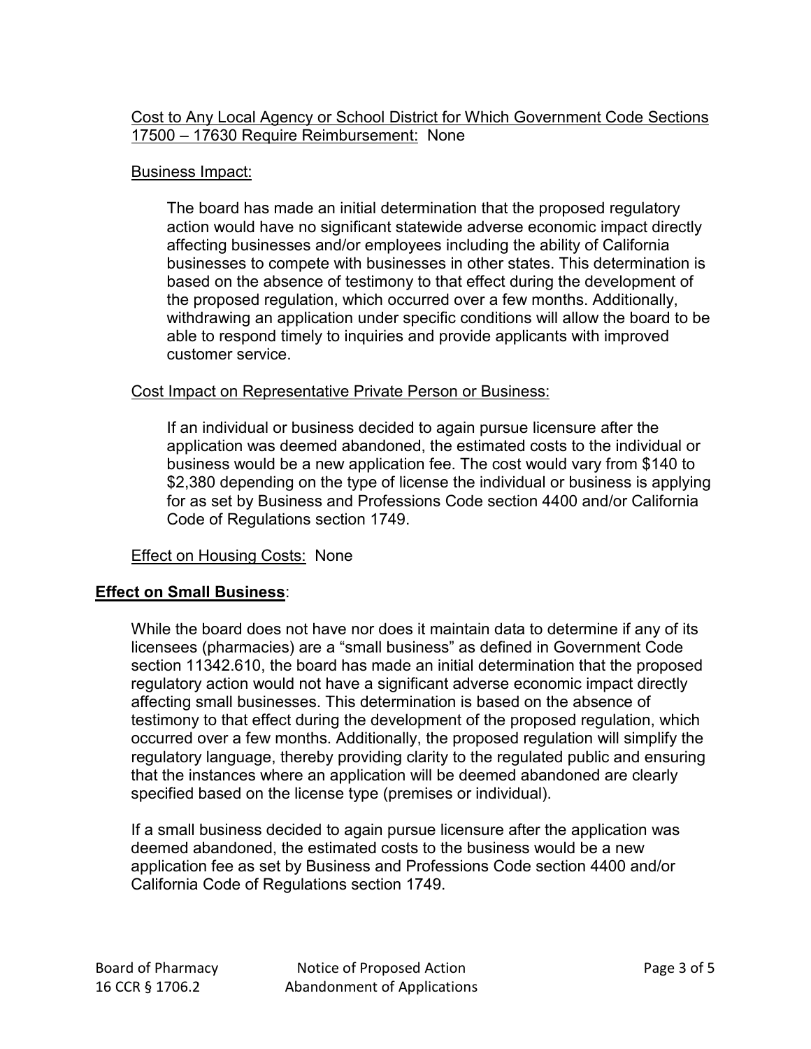Cost to Any Local Agency or School District for Which Government Code Sections 17500 – 17630 Require Reimbursement: None

Business Impact:

The board has made an initial determination that the proposed regulatory action would have no significant statewide adverse economic impact directly affecting businesses and/or employees including the ability of California businesses to compete with businesses in other states. This determination is based on the absence of testimony to that effect during the development of the proposed regulation, which occurred over a few months. Additionally, withdrawing an application under specific conditions will allow the board to be able to respond timely to inquiries and provide applicants with improved customer service.

Cost Impact on Representative Private Person or Business:

If an individual or business decided to again pursue licensure after the application was deemed abandoned, the estimated costs to the individual or business would be a new application fee. The cost would vary from $140 to $2,380 depending on the type of license the individual or business is applying for as set by Business and Professions Code section 4400 and/or California Code of Regulations section 1749.

Effect on Housing Costs: None

**Effect on Small Business**:

While the board does not have nor does it maintain data to determine if any of its licensees (pharmacies) are a "small business" as defined in Government Code section 11342.610, the board has made an initial determination that the proposed regulatory action would not have a significant adverse economic impact directly affecting small businesses. This determination is based on the absence of testimony to that effect during the development of the proposed regulation, which occurred over a few months. Additionally, the proposed regulation will simplify the regulatory language, thereby providing clarity to the regulated public and ensuring that the instances where an application will be deemed abandoned are clearly specified based on the license type (premises or individual).

If a small business decided to again pursue licensure after the application was deemed abandoned, the estimated costs to the business would be a new application fee as set by Business and Professions Code section 4400 and/or California Code of Regulations section 1749.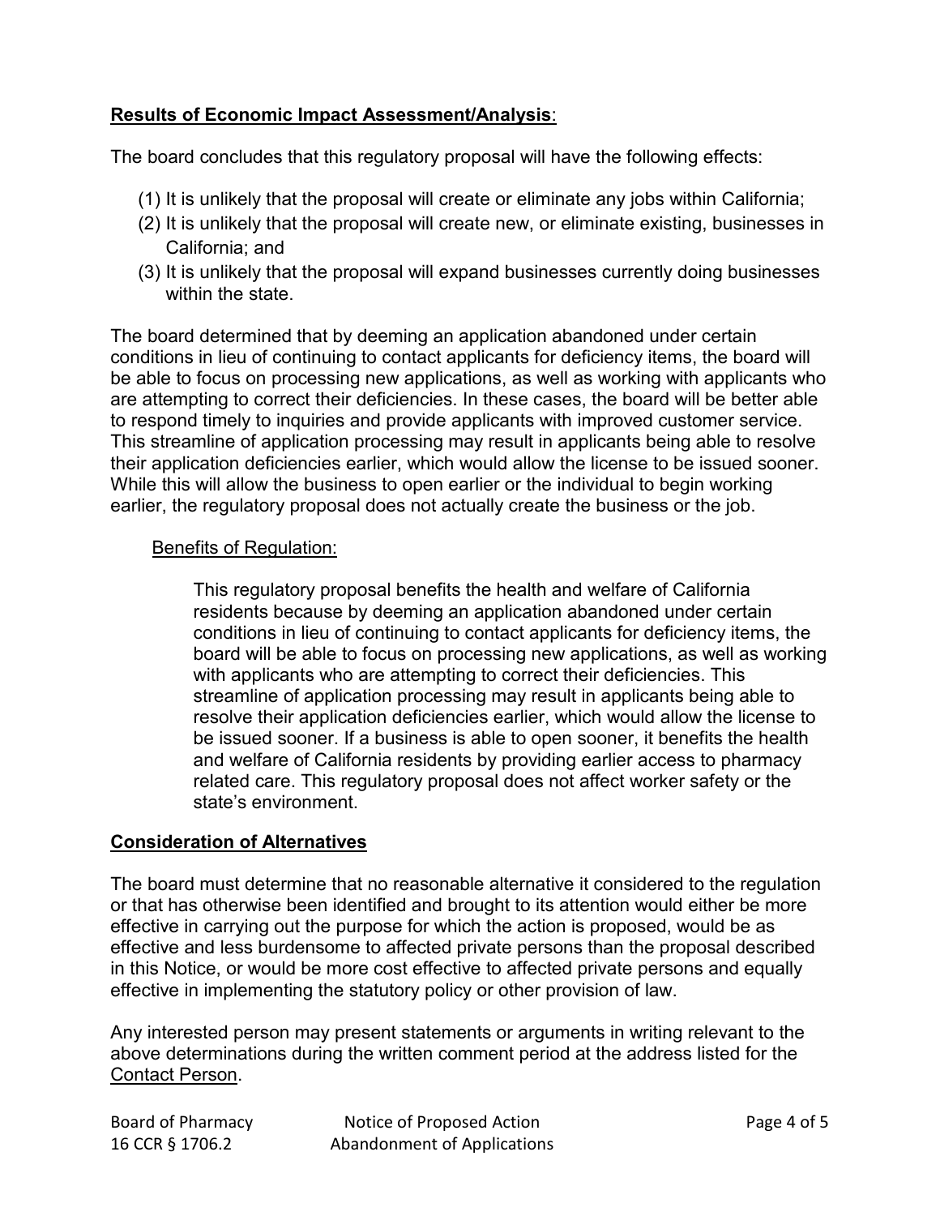**Results of Economic Impact Assessment/Analysis**:

The board concludes that this regulatory proposal will have the following effects:

(1) It is unlikely that the proposal will create or eliminate any jobs within California;
(2) It is unlikely that the proposal will create new, or eliminate existing, businesses in California; and
(3) It is unlikely that the proposal will expand businesses currently doing businesses within the state.

The board determined that by deeming an application abandoned under certain conditions in lieu of continuing to contact applicants for deficiency items, the board will be able to focus on processing new applications, as well as working with applicants who are attempting to correct their deficiencies. In these cases, the board will be better able to respond timely to inquiries and provide applicants with improved customer service. This streamline of application processing may result in applicants being able to resolve their application deficiencies earlier, which would allow the license to be issued sooner. While this will allow the business to open earlier or the individual to begin working earlier, the regulatory proposal does not actually create the business or the job.

Benefits of Regulation:

This regulatory proposal benefits the health and welfare of California residents because by deeming an application abandoned under certain conditions in lieu of continuing to contact applicants for deficiency items, the board will be able to focus on processing new applications, as well as working with applicants who are attempting to correct their deficiencies. This streamline of application processing may result in applicants being able to resolve their application deficiencies earlier, which would allow the license to be issued sooner. If a business is able to open sooner, it benefits the health and welfare of California residents by providing earlier access to pharmacy related care. This regulatory proposal does not affect worker safety or the state's environment.

**Consideration of Alternatives**

The board must determine that no reasonable alternative it considered to the regulation or that has otherwise been identified and brought to its attention would either be more effective in carrying out the purpose for which the action is proposed, would be as effective and less burdensome to affected private persons than the proposal described in this Notice, or would be more cost effective to affected private persons and equally effective in implementing the statutory policy or other provision of law.

Any interested person may present statements or arguments in writing relevant to the above determinations during the written comment period at the address listed for the Contact Person.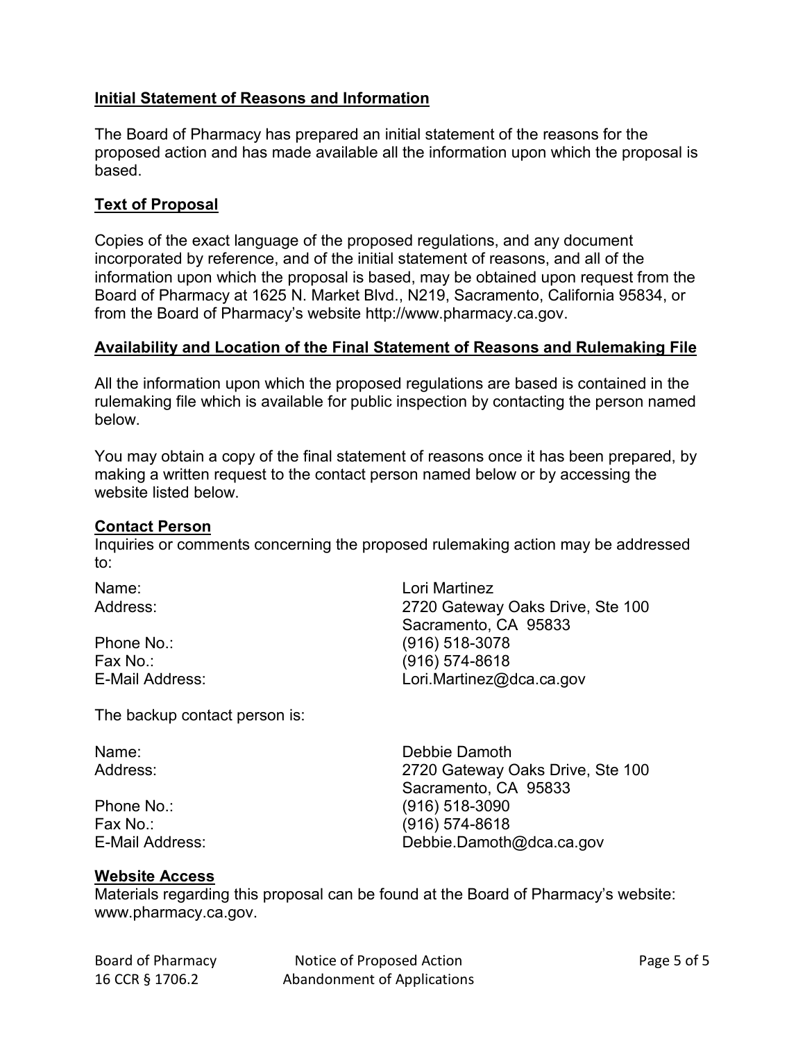**Initial Statement of Reasons and Information**

The Board of Pharmacy has prepared an initial statement of the reasons for the proposed action and has made available all the information upon which the proposal is based.

**Text of Proposal**

Copies of the exact language of the proposed regulations, and any document incorporated by reference, and of the initial statement of reasons, and all of the information upon which the proposal is based, may be obtained upon request from the Board of Pharmacy at 1625 N. Market Blvd., N219, Sacramento, California 95834, or from the Board of Pharmacy's website http://www.pharmacy.ca.gov.

**Availability and Location of the Final Statement of Reasons and Rulemaking File**

All the information upon which the proposed regulations are based is contained in the rulemaking file which is available for public inspection by contacting the person named below.

You may obtain a copy of the final statement of reasons once it has been prepared, by making a written request to the contact person named below or by accessing the website listed below.

**Contact Person**

Inquiries or comments concerning the proposed rulemaking action may be addressed to:

| | |
|---|---|
| Name: | Lori Martinez |
| Address: | 2720 Gateway Oaks Drive, Ste 100<br>Sacramento, CA 95833 |
| Phone No.: | (916) 518-3078 |
| Fax No.: | (916) 574-8618 |
| E-Mail Address: | Lori.Martinez@dca.ca.gov |

The backup contact person is:

| | |
|---|---|
| Name: | Debbie Damoth |
| Address: | 2720 Gateway Oaks Drive, Ste 100<br>Sacramento, CA 95833 |
| Phone No.: | (916) 518-3090 |
| Fax No.: | (916) 574-8618 |
| E-Mail Address: | Debbie.Damoth@dca.ca.gov |

**Website Access**

Materials regarding this proposal can be found at the Board of Pharmacy's website: www.pharmacy.ca.gov.